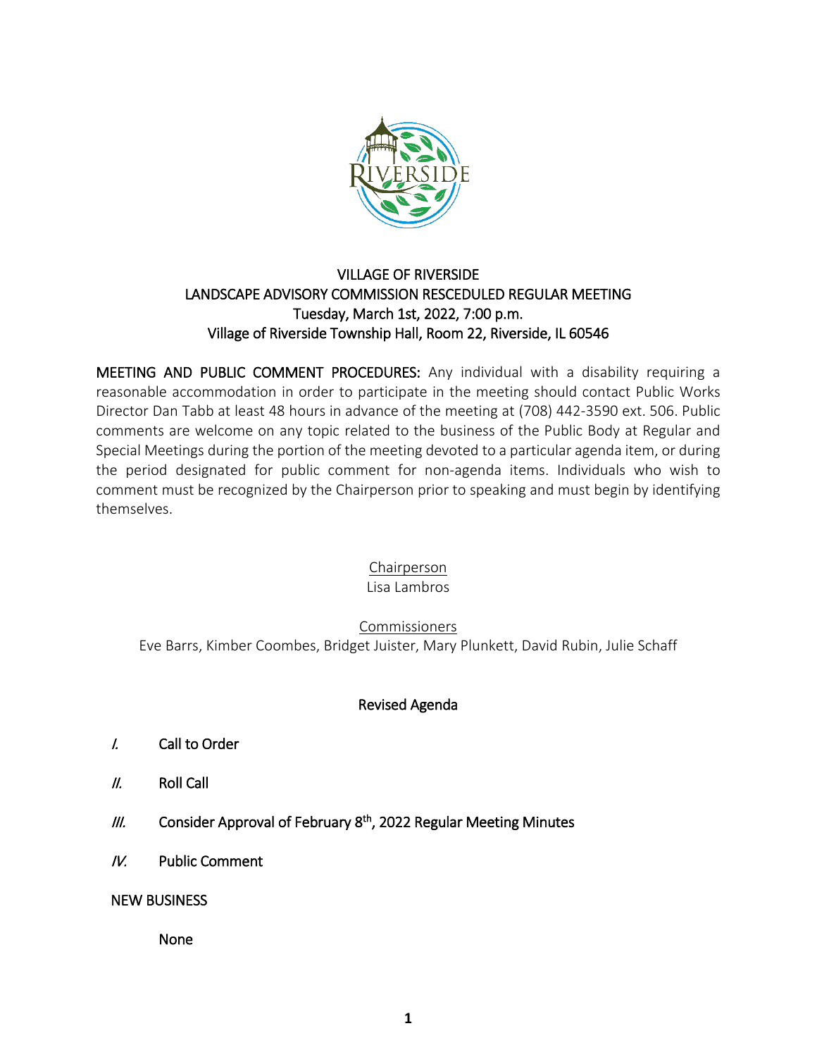# VILLAGE OF RIVERSIDE
## LANDSCAPE ADVISORY COMMISSION RESCEDULED REGULAR MEETING
### Tuesday, March 1st, 2022, 7:00 p.m.
### Village of Riverside Township Hall, Room 22, Riverside, IL 60546

**MEETING AND PUBLIC COMMENT PROCEDURES:** Any individual with a disability requiring a reasonable accommodation in order to participate in the meeting should contact Public Works Director Dan Tabb at least 48 hours in advance of the meeting at (708) 442-3590 ext. 506. Public comments are welcome on any topic related to the business of the Public Body at Regular and Special Meetings during the portion of the meeting devoted to a particular agenda item, or during the period designated for public comment for non-agenda items. Individuals who wish to comment must be recognized by the Chairperson prior to speaking and must begin by identifying themselves.

Chairperson
Lisa Lambros

Commissioners
Eve Barrs, Kimber Coombes, Bridget Juister, Mary Plunkett, David Rubin, Julie Schaff

## Revised Agenda

*I.* Call to Order

*II.* Roll Call

*III.* Consider Approval of February 8th, 2022 Regular Meeting Minutes

*IV.* Public Comment

NEW BUSINESS

None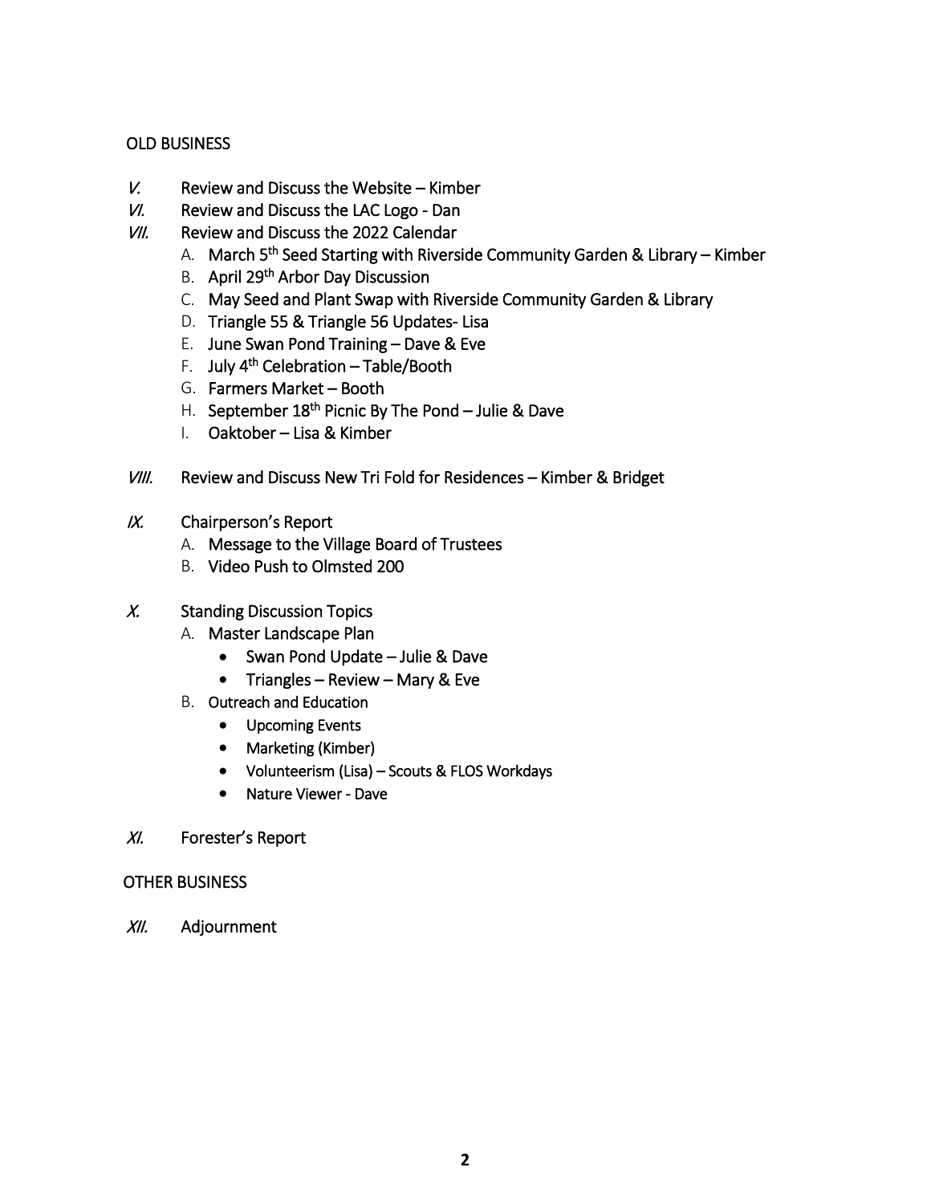OLD BUSINESS

*V.* Review and Discuss the Website – Kimber

*VI.* Review and Discuss the LAC Logo - Dan

*VII.* Review and Discuss the 2022 Calendar

A. March 5th Seed Starting with Riverside Community Garden & Library – Kimber
B. April 29th Arbor Day Discussion
C. May Seed and Plant Swap with Riverside Community Garden & Library
D. Triangle 55 & Triangle 56 Updates- Lisa
E. June Swan Pond Training – Dave & Eve
F. July 4th Celebration – Table/Booth
G. Farmers Market – Booth
H. September 18th Picnic By The Pond – Julie & Dave
I. Oaktober – Lisa & Kimber

*VIII.* Review and Discuss New Tri Fold for Residences – Kimber & Bridget

*IX.* Chairperson's Report

A. Message to the Village Board of Trustees
B. Video Push to Olmsted 200

*X.* Standing Discussion Topics

A. Master Landscape Plan
   - Swan Pond Update – Julie & Dave
   - Triangles – Review – Mary & Eve
B. Outreach and Education
   - Upcoming Events
   - Marketing (Kimber)
   - Volunteerism (Lisa) – Scouts & FLOS Workdays
   - Nature Viewer - Dave

*XI.* Forester's Report

OTHER BUSINESS

*XII.* Adjournment